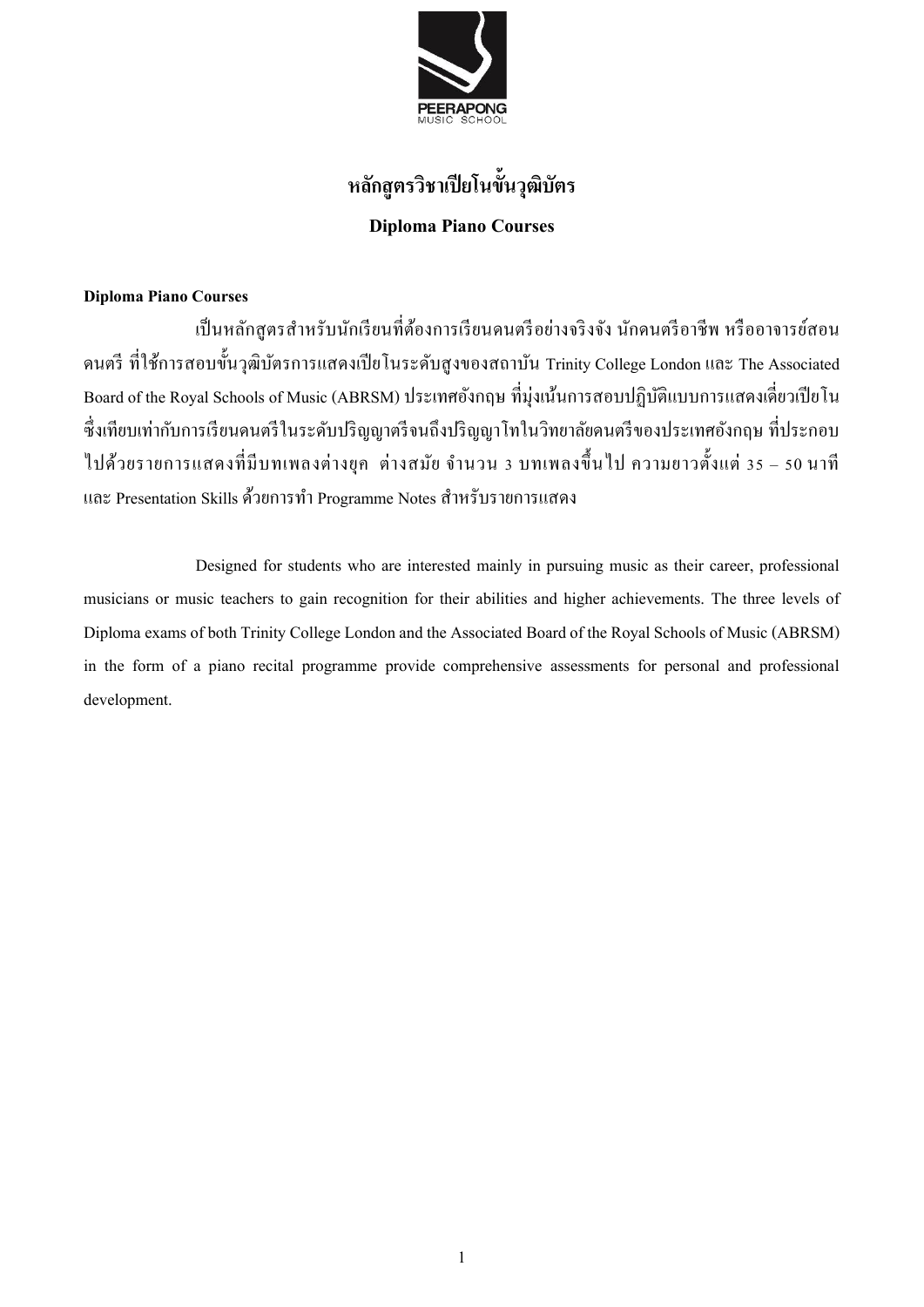# หลักสูตรวิชาเปียโนขั้นวุฒิบัตร

## Diploma Piano Courses

**Diploma Piano Courses**

เป็นหลักสูตรสำหรับนักเรียนที่ต้องการเรียนดนตรีอย่างจริงจัง นักดนตรีอาชีพ หรืออาจารย์สอนดนตรี ที่ใช้การสอบขั้นวุฒิบัตรการแสดงเปียโนระดับสูงของสถาบัน Trinity College London และ The Associated Board of the Royal Schools of Music (ABRSM) ประเทศอังกฤษ ที่มุ่งเน้นการสอบปฏิบัติแบบการแสดงเดี่ยวเปียโน ซึ่งเทียบเท่ากับการเรียนดนตรีในระดับปริญญาตรีจนถึงปริญญาโทในวิทยาลัยดนตรีของประเทศอังกฤษ ที่ประกอบไปด้วยรายการแสดงที่มีบทเพลงต่างยุค ต่างสมัย จำนวน 3 บทเพลงขึ้นไป ความยาวตั้งแต่ 35 – 50 นาที และ Presentation Skills ด้วยการทำ Programme Notes สำหรับรายการแสดง

Designed for students who are interested mainly in pursuing music as their career, professional musicians or music teachers to gain recognition for their abilities and higher achievements. The three levels of Diploma exams of both Trinity College London and the Associated Board of the Royal Schools of Music (ABRSM) in the form of a piano recital programme provide comprehensive assessments for personal and professional development.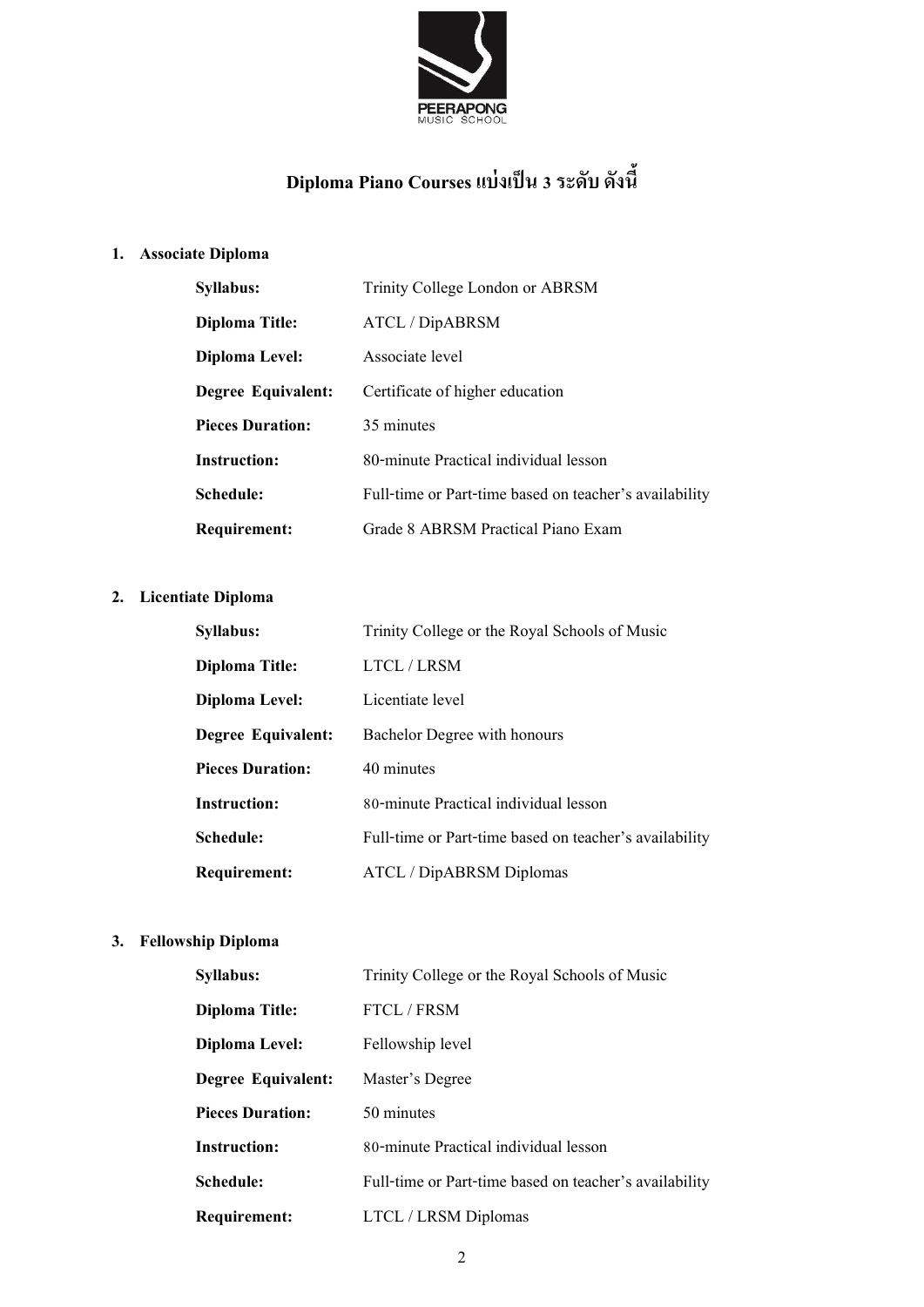PEERAPONG
MUSIC SCHOOL

# Diploma Piano Courses แบ่งเป็น 3 ระดับ ดังนี้

## 1. Associate Diploma

| | |
|---|---|
| **Syllabus:** | Trinity College London or ABRSM |
| **Diploma Title:** | ATCL / DipABRSM |
| **Diploma Level:** | Associate level |
| **Degree Equivalent:** | Certificate of higher education |
| **Pieces Duration:** | 35 minutes |
| **Instruction:** | 80-minute Practical individual lesson |
| **Schedule:** | Full-time or Part-time based on teacher's availability |
| **Requirement:** | Grade 8 ABRSM Practical Piano Exam |

## 2. Licentiate Diploma

| | |
|---|---|
| **Syllabus:** | Trinity College or the Royal Schools of Music |
| **Diploma Title:** | LTCL / LRSM |
| **Diploma Level:** | Licentiate level |
| **Degree Equivalent:** | Bachelor Degree with honours |
| **Pieces Duration:** | 40 minutes |
| **Instruction:** | 80-minute Practical individual lesson |
| **Schedule:** | Full-time or Part-time based on teacher's availability |
| **Requirement:** | ATCL / DipABRSM Diplomas |

## 3. Fellowship Diploma

| | |
|---|---|
| **Syllabus:** | Trinity College or the Royal Schools of Music |
| **Diploma Title:** | FTCL / FRSM |
| **Diploma Level:** | Fellowship level |
| **Degree Equivalent:** | Master's Degree |
| **Pieces Duration:** | 50 minutes |
| **Instruction:** | 80-minute Practical individual lesson |
| **Schedule:** | Full-time or Part-time based on teacher's availability |
| **Requirement:** | LTCL / LRSM Diplomas |